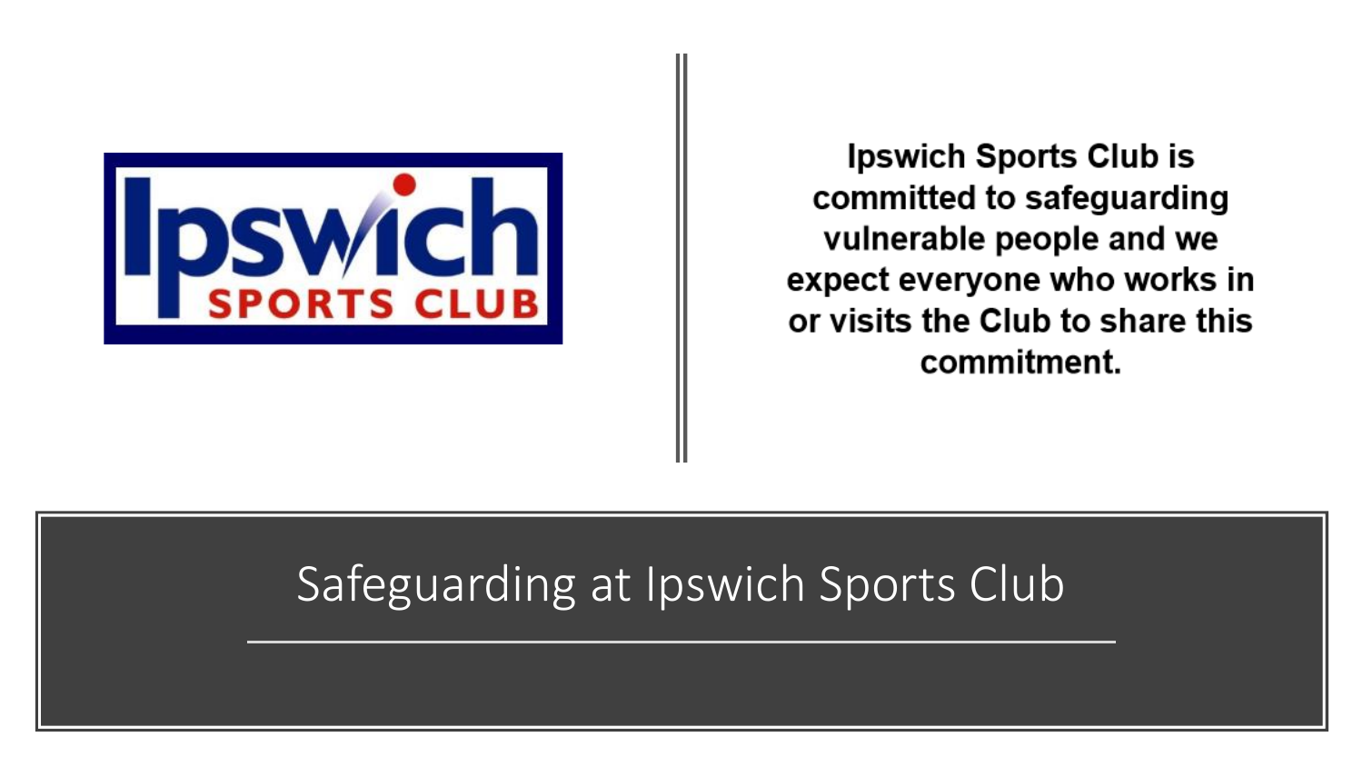# Safeguarding at Ipswich Sports Club

Ipswich Sports Club

**Ipswich Sports Club is committed to safeguarding vulnerable people and we expect everyone who works in or visits the Club to share this commitment.**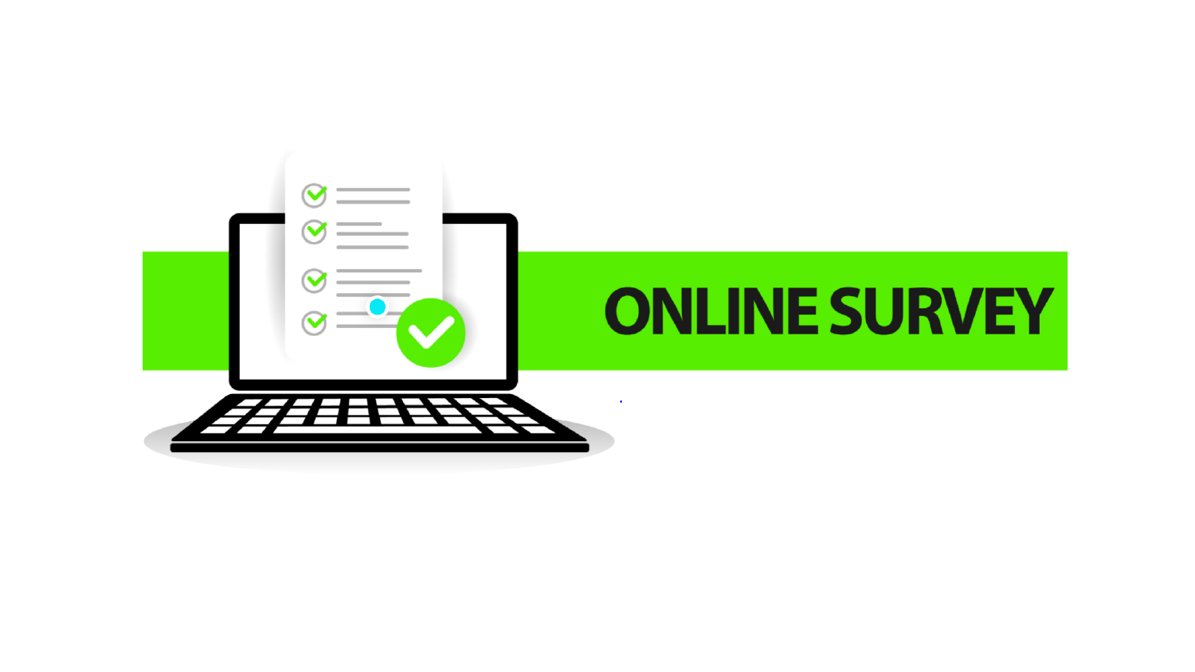# ONLINE SURVEY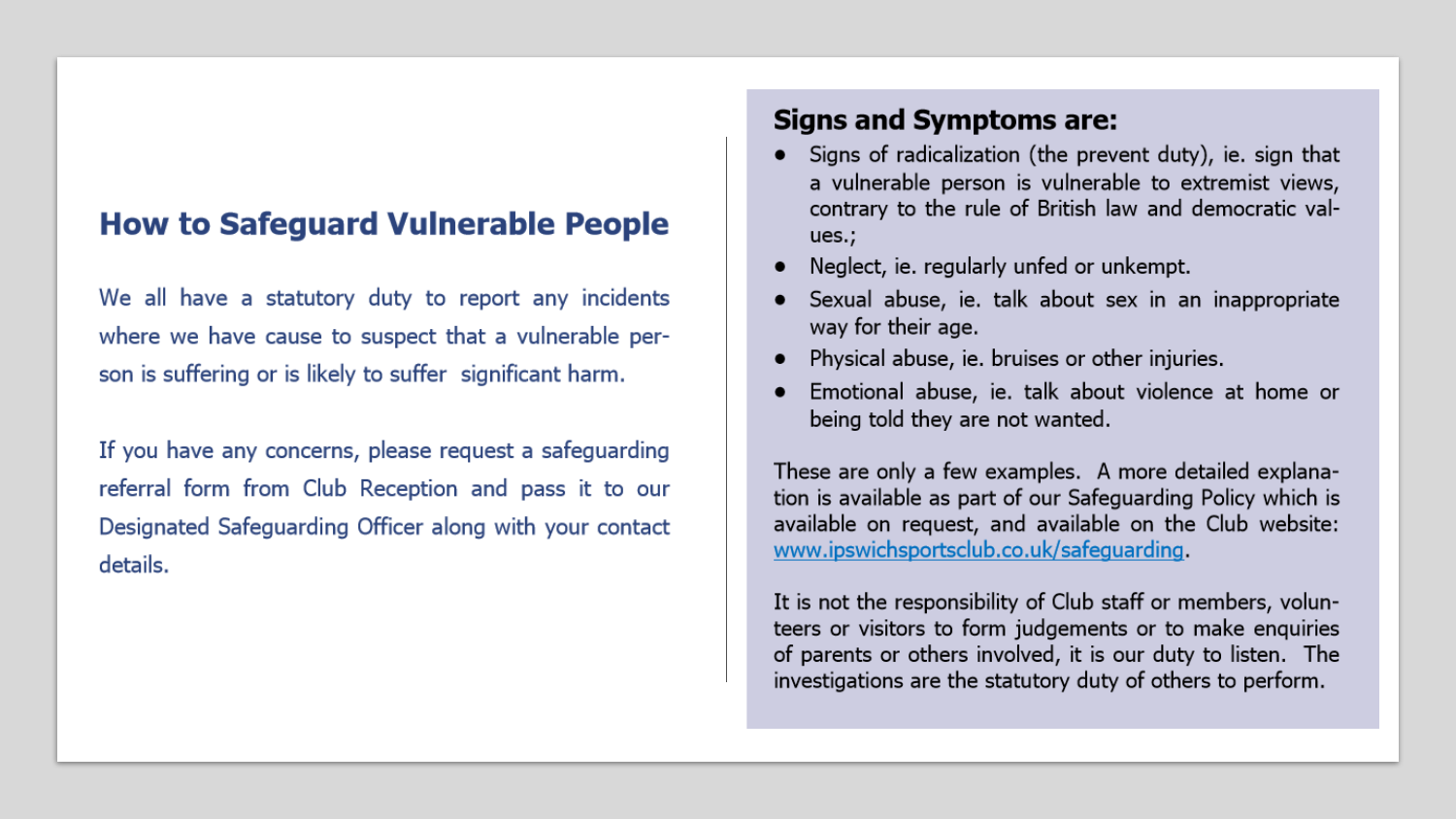## How to Safeguard Vulnerable People

We all have a statutory duty to report any incidents where we have cause to suspect that a vulnerable person is suffering or is likely to suffer significant harm.

If you have any concerns, please request a safeguarding referral form from Club Reception and pass it to our Designated Safeguarding Officer along with your contact details.

### Signs and Symptoms are:

- Signs of radicalization (the prevent duty), ie. sign that a vulnerable person is vulnerable to extremist views, contrary to the rule of British law and democratic values.;
- Neglect, ie. regularly unfed or unkempt.
- Sexual abuse, ie. talk about sex in an inappropriate way for their age.
- Physical abuse, ie. bruises or other injuries.
- Emotional abuse, ie. talk about violence at home or being told they are not wanted.

These are only a few examples. A more detailed explanation is available as part of our Safeguarding Policy which is available on request, and available on the Club website: www.ipswichsportsclub.co.uk/safeguarding.

It is not the responsibility of Club staff or members, volunteers or visitors to form judgements or to make enquiries of parents or others involved, it is our duty to listen. The investigations are the statutory duty of others to perform.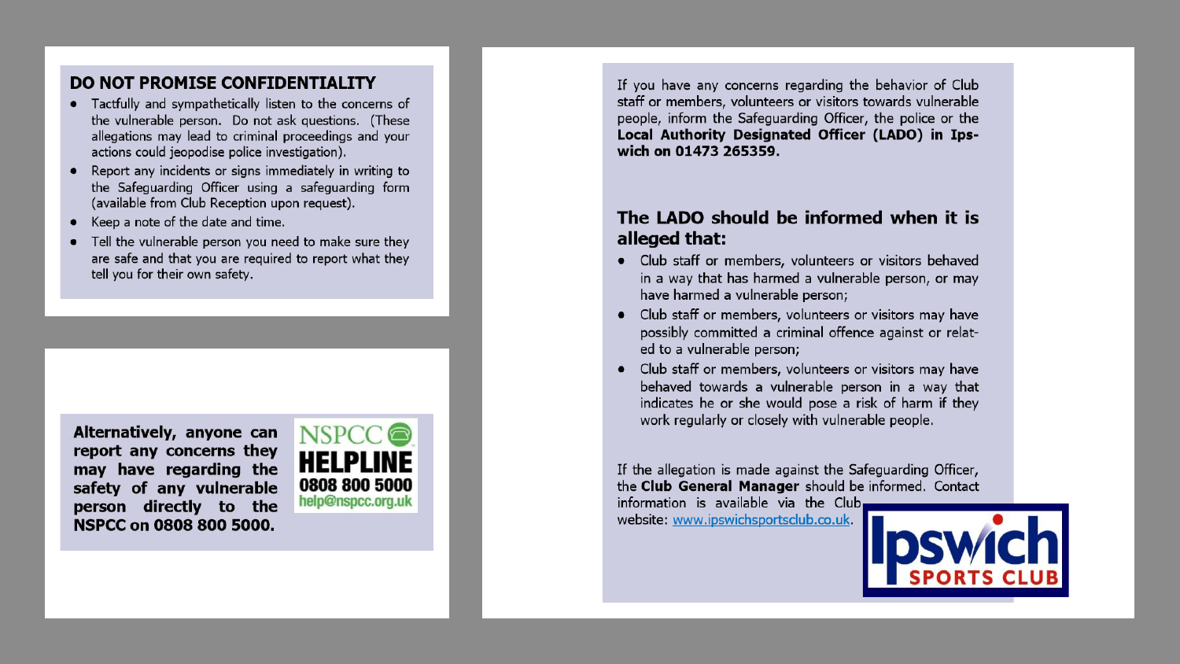## DO NOT PROMISE CONFIDENTIALITY

- Tactfully and sympathetically listen to the concerns of the vulnerable person. Do not ask questions. (These allegations may lead to criminal proceedings and your actions could jeopodise police investigation).
- Report any incidents or signs immediately in writing to the Safeguarding Officer using a safeguarding form (available from Club Reception upon request).
- Keep a note of the date and time.
- Tell the vulnerable person you need to make sure they are safe and that you are required to report what they tell you for their own safety.

**Alternatively, anyone can report any concerns they may have regarding the safety of any vulnerable person directly to the NSPCC on 0808 800 5000.**

NSPCC HELPLINE
0808 800 5000
help@nspcc.org.uk

If you have any concerns regarding the behavior of Club staff or members, volunteers or visitors towards vulnerable people, inform the Safeguarding Officer, the police or the **Local Authority Designated Officer (LADO) in Ipswich on 01473 265359.**

### The LADO should be informed when it is alleged that:

- Club staff or members, volunteers or visitors behaved in a way that has harmed a vulnerable person, or may have harmed a vulnerable person;
- Club staff or members, volunteers or visitors may have possibly committed a criminal offence against or related to a vulnerable person;
- Club staff or members, volunteers or visitors may have behaved towards a vulnerable person in a way that indicates he or she would pose a risk of harm if they work regularly or closely with vulnerable people.

If the allegation is made against the Safeguarding Officer, the **Club General Manager** should be informed. Contact information is available via the Club website: www.ipswichsportsclub.co.uk.

Ipswich SPORTS CLUB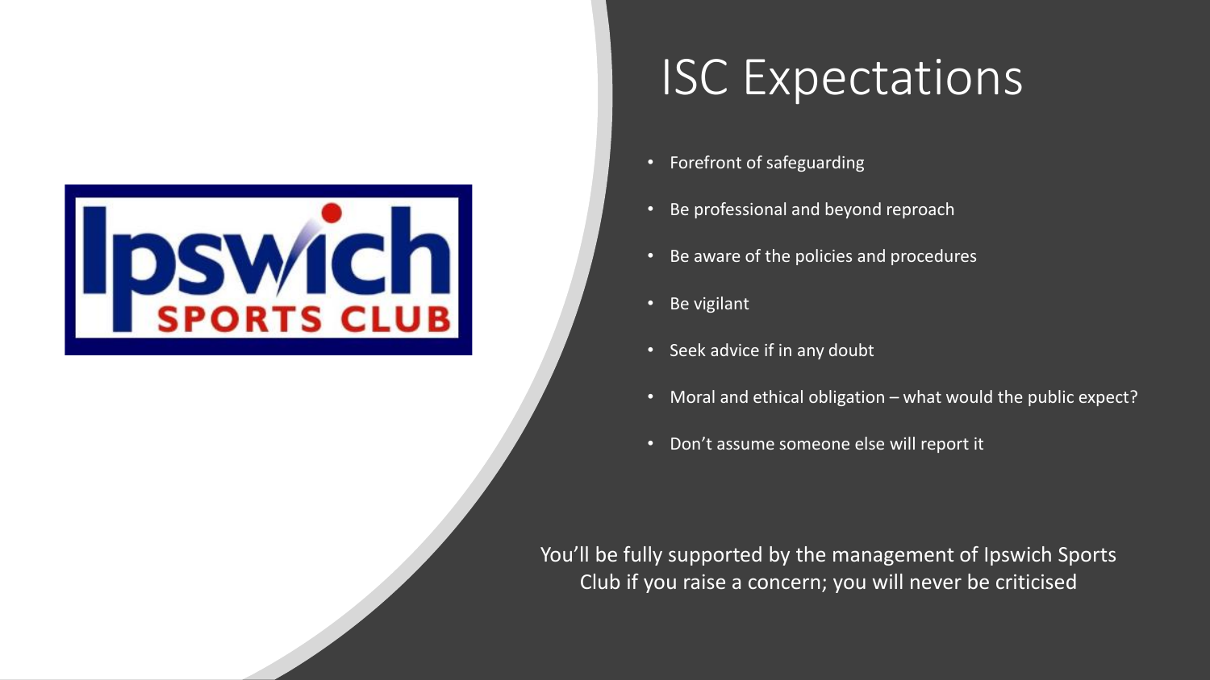# ISC Expectations

- Forefront of safeguarding
- Be professional and beyond reproach
- Be aware of the policies and procedures
- Be vigilant
- Seek advice if in any doubt
- Moral and ethical obligation – what would the public expect?
- Don't assume someone else will report it

You'll be fully supported by the management of Ipswich Sports Club if you raise a concern; you will never be criticised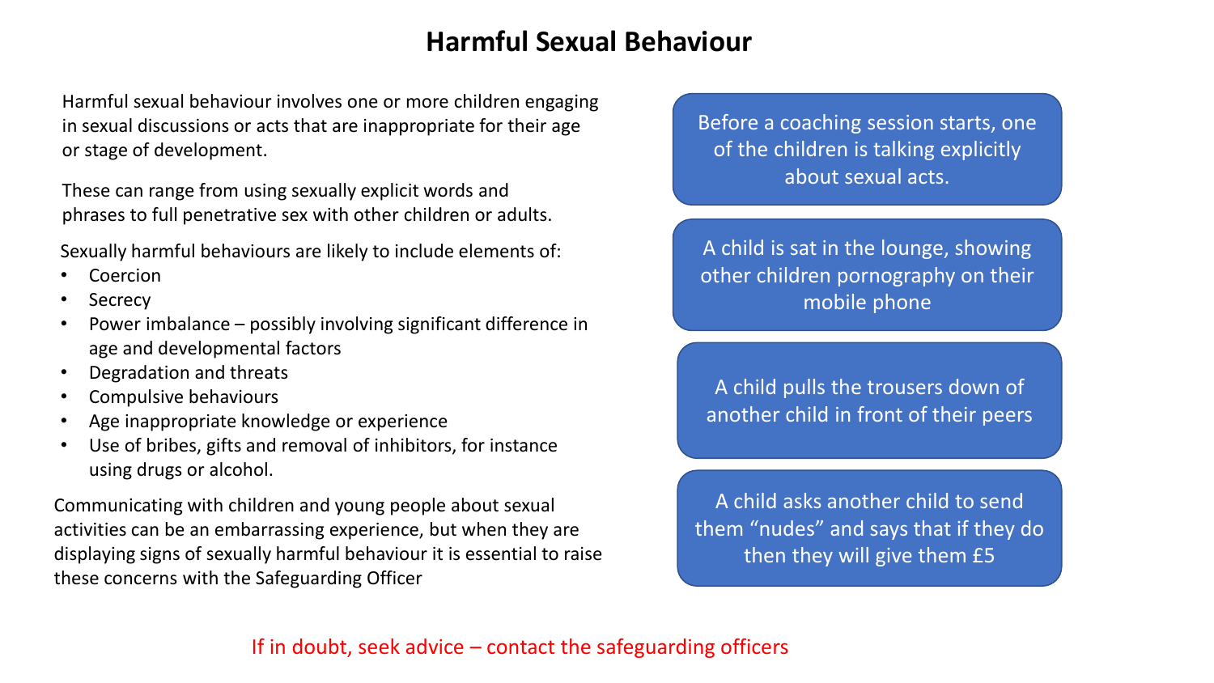# Harmful Sexual Behaviour

Harmful sexual behaviour involves one or more children engaging in sexual discussions or acts that are inappropriate for their age or stage of development.

These can range from using sexually explicit words and phrases to full penetrative sex with other children or adults.

Sexually harmful behaviours are likely to include elements of:

- Coercion
- Secrecy
- Power imbalance – possibly involving significant difference in age and developmental factors
- Degradation and threats
- Compulsive behaviours
- Age inappropriate knowledge or experience
- Use of bribes, gifts and removal of inhibitors, for instance using drugs or alcohol.

Communicating with children and young people about sexual activities can be an embarrassing experience, but when they are displaying signs of sexually harmful behaviour it is essential to raise these concerns with the Safeguarding Officer

Before a coaching session starts, one of the children is talking explicitly about sexual acts.

A child is sat in the lounge, showing other children pornography on their mobile phone

A child pulls the trousers down of another child in front of their peers

A child asks another child to send them "nudes" and says that if they do then they will give them £5

If in doubt, seek advice – contact the safeguarding officers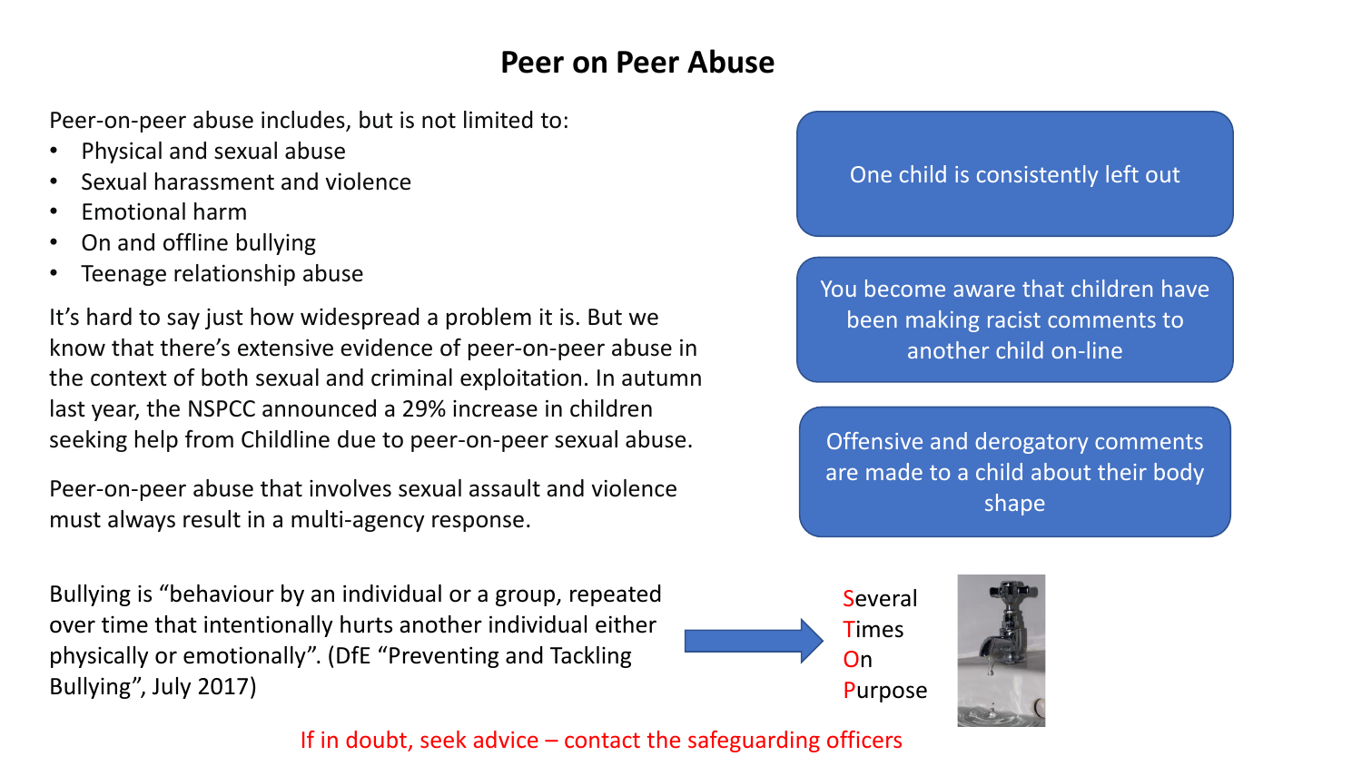# Peer on Peer Abuse

Peer-on-peer abuse includes, but is not limited to:

- Physical and sexual abuse
- Sexual harassment and violence
- Emotional harm
- On and offline bullying
- Teenage relationship abuse

It's hard to say just how widespread a problem it is. But we know that there's extensive evidence of peer-on-peer abuse in the context of both sexual and criminal exploitation. In autumn last year, the NSPCC announced a 29% increase in children seeking help from Childline due to peer-on-peer sexual abuse.

Peer-on-peer abuse that involves sexual assault and violence must always result in a multi-agency response.

One child is consistently left out

You become aware that children have been making racist comments to another child on-line

Offensive and derogatory comments are made to a child about their body shape

Bullying is "behaviour by an individual or a group, repeated over time that intentionally hurts another individual either physically or emotionally". (DfE "Preventing and Tackling Bullying", July 2017)

Several
Times
On
Purpose

If in doubt, seek advice – contact the safeguarding officers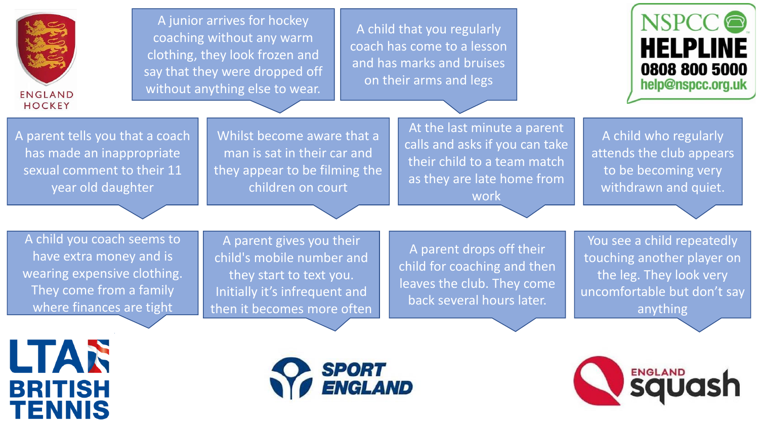ENGLAND HOCKEY

NSPCC HELPLINE
0808 800 5000
help@nspcc.org.uk

- A junior arrives for hockey coaching without any warm clothing, they look frozen and say that they were dropped off without anything else to wear.
- A child that you regularly coach has come to a lesson and has marks and bruises on their arms and legs
- A parent tells you that a coach has made an inappropriate sexual comment to their 11 year old daughter
- Whilst become aware that a man is sat in their car and they appear to be filming the children on court
- At the last minute a parent calls and asks if you can take their child to a team match as they are late home from work
- A child who regularly attends the club appears to be becoming very withdrawn and quiet.
- A child you coach seems to have extra money and is wearing expensive clothing. They come from a family where finances are tight
- A parent gives you their child's mobile number and they start to text you. Initially it's infrequent and then it becomes more often
- A parent drops off their child for coaching and then leaves the club. They come back several hours later.
- You see a child repeatedly touching another player on the leg. They look very uncomfortable but don't say anything

LTA BRITISH TENNIS

SPORT ENGLAND

ENGLAND squash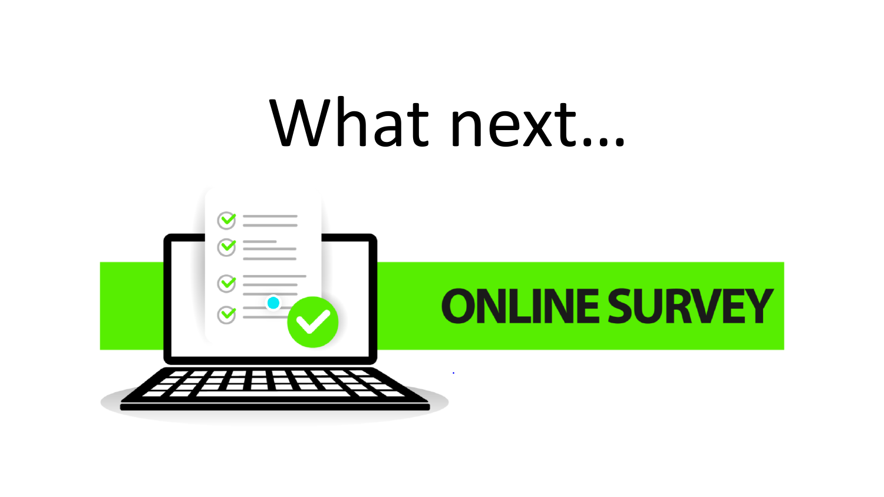# What next...

ONLINE SURVEY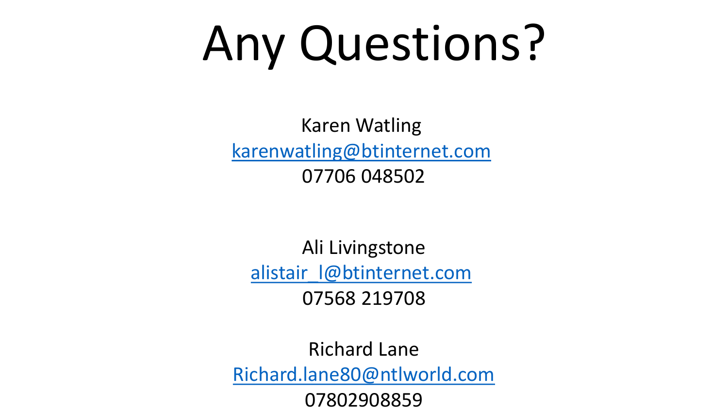# Any Questions?

Karen Watling
karenwatling@btinternet.com
07706 048502

Ali Livingstone
alistair_l@btinternet.com
07568 219708

Richard Lane
Richard.lane80@ntlworld.com
07802908859